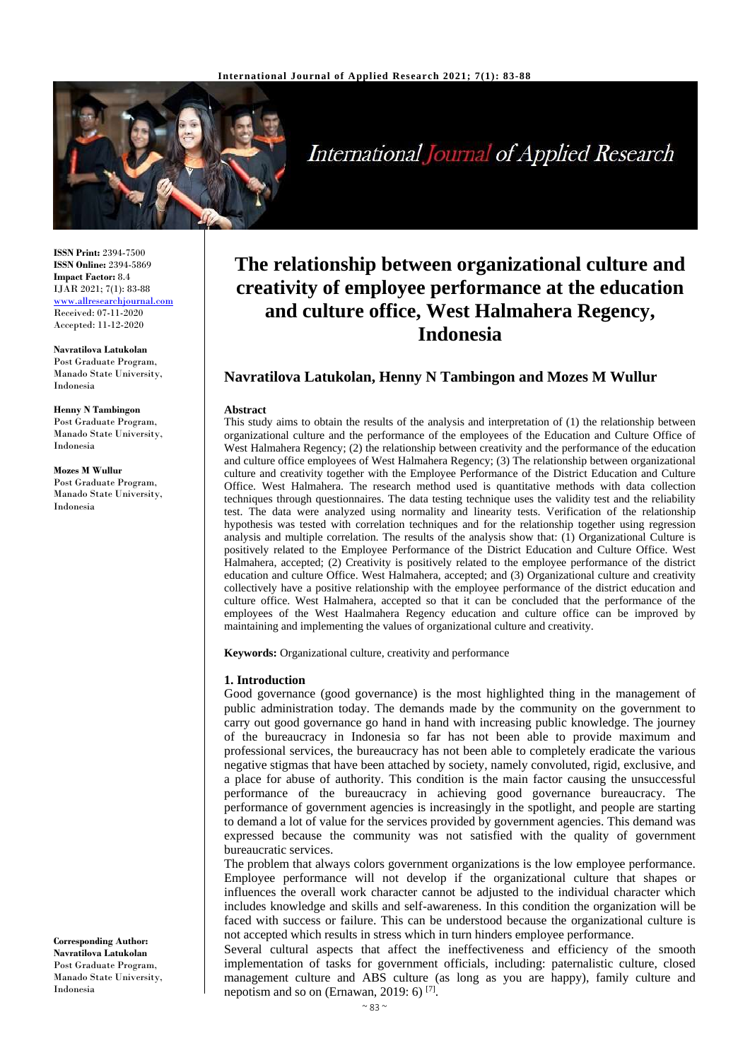ISSN Print: 2394-7500
ISSN Online: 2394-5869
Impact Factor: 8.4
IJAR 2021; 7(1): 83-88
www.allresearchjournal.com
Received: 07-11-2020
Accepted: 11-12-2020

**Navratilova Latukolan**
Post Graduate Program, Manado State University, Indonesia

**Henny N Tambingon**
Post Graduate Program, Manado State University, Indonesia

**Mozes M Wullur**
Post Graduate Program, Manado State University, Indonesia

**Corresponding Author:**
**Navratilova Latukolan**
Post Graduate Program, Manado State University, Indonesia

# The relationship between organizational culture and creativity of employee performance at the education and culture office, West Halmahera Regency, Indonesia

## Navratilova Latukolan, Henny N Tambingon and Mozes M Wullur

**Abstract**

This study aims to obtain the results of the analysis and interpretation of (1) the relationship between organizational culture and the performance of the employees of the Education and Culture Office of West Halmahera Regency; (2) the relationship between creativity and the performance of the education and culture office employees of West Halmahera Regency; (3) The relationship between organizational culture and creativity together with the Employee Performance of the District Education and Culture Office. West Halmahera. The research method used is quantitative methods with data collection techniques through questionnaires. The data testing technique uses the validity test and the reliability test. The data were analyzed using normality and linearity tests. Verification of the relationship hypothesis was tested with correlation techniques and for the relationship together using regression analysis and multiple correlation. The results of the analysis show that: (1) Organizational Culture is positively related to the Employee Performance of the District Education and Culture Office. West Halmahera, accepted; (2) Creativity is positively related to the employee performance of the district education and culture Office. West Halmahera, accepted; and (3) Organizational culture and creativity collectively have a positive relationship with the employee performance of the district education and culture office. West Halmahera, accepted so that it can be concluded that the performance of the employees of the West Haalmahera Regency education and culture office can be improved by maintaining and implementing the values of organizational culture and creativity.

**Keywords:** Organizational culture, creativity and performance

### 1. Introduction

Good governance (good governance) is the most highlighted thing in the management of public administration today. The demands made by the community on the government to carry out good governance go hand in hand with increasing public knowledge. The journey of the bureaucracy in Indonesia so far has not been able to provide maximum and professional services, the bureaucracy has not been able to completely eradicate the various negative stigmas that have been attached by society, namely convoluted, rigid, exclusive, and a place for abuse of authority. This condition is the main factor causing the unsuccessful performance of the bureaucracy in achieving good governance bureaucracy. The performance of government agencies is increasingly in the spotlight, and people are starting to demand a lot of value for the services provided by government agencies. This demand was expressed because the community was not satisfied with the quality of government bureaucratic services.

The problem that always colors government organizations is the low employee performance. Employee performance will not develop if the organizational culture that shapes or influences the overall work character cannot be adjusted to the individual character which includes knowledge and skills and self-awareness. In this condition the organization will be faced with success or failure. This can be understood because the organizational culture is not accepted which results in stress which in turn hinders employee performance.

Several cultural aspects that affect the ineffectiveness and efficiency of the smooth implementation of tasks for government officials, including: paternalistic culture, closed management culture and ABS culture (as long as you are happy), family culture and nepotism and so on (Ernawan, 2019: 6) [7].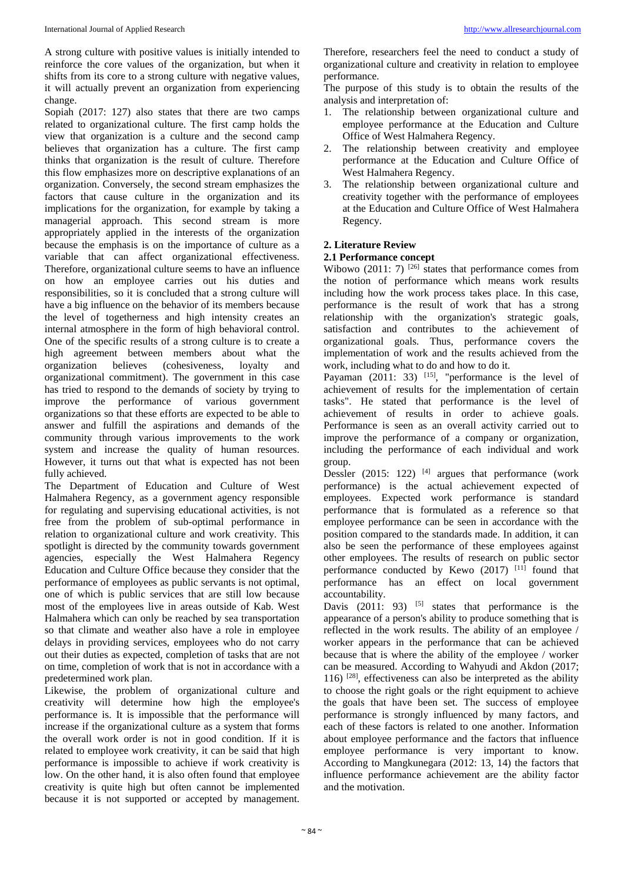A strong culture with positive values is initially intended to reinforce the core values of the organization, but when it shifts from its core to a strong culture with negative values, it will actually prevent an organization from experiencing change.

Sopiah (2017: 127) also states that there are two camps related to organizational culture. The first camp holds the view that organization is a culture and the second camp believes that organization has a culture. The first camp thinks that organization is the result of culture. Therefore this flow emphasizes more on descriptive explanations of an organization. Conversely, the second stream emphasizes the factors that cause culture in the organization and its implications for the organization, for example by taking a managerial approach. This second stream is more appropriately applied in the interests of the organization because the emphasis is on the importance of culture as a variable that can affect organizational effectiveness. Therefore, organizational culture seems to have an influence on how an employee carries out his duties and responsibilities, so it is concluded that a strong culture will have a big influence on the behavior of its members because the level of togetherness and high intensity creates an internal atmosphere in the form of high behavioral control. One of the specific results of a strong culture is to create a high agreement between members about what the organization believes (cohesiveness, loyalty and organizational commitment). The government in this case has tried to respond to the demands of society by trying to improve the performance of various government organizations so that these efforts are expected to be able to answer and fulfill the aspirations and demands of the community through various improvements to the work system and increase the quality of human resources. However, it turns out that what is expected has not been fully achieved.

The Department of Education and Culture of West Halmahera Regency, as a government agency responsible for regulating and supervising educational activities, is not free from the problem of sub-optimal performance in relation to organizational culture and work creativity. This spotlight is directed by the community towards government agencies, especially the West Halmahera Regency Education and Culture Office because they consider that the performance of employees as public servants is not optimal, one of which is public services that are still low because most of the employees live in areas outside of Kab. West Halmahera which can only be reached by sea transportation so that climate and weather also have a role in employee delays in providing services, employees who do not carry out their duties as expected, completion of tasks that are not on time, completion of work that is not in accordance with a predetermined work plan.

Likewise, the problem of organizational culture and creativity will determine how high the employee's performance is. It is impossible that the performance will increase if the organizational culture as a system that forms the overall work order is not in good condition. If it is related to employee work creativity, it can be said that high performance is impossible to achieve if work creativity is low. On the other hand, it is also often found that employee creativity is quite high but often cannot be implemented because it is not supported or accepted by management. Therefore, researchers feel the need to conduct a study of organizational culture and creativity in relation to employee performance.

The purpose of this study is to obtain the results of the analysis and interpretation of:

1. The relationship between organizational culture and employee performance at the Education and Culture Office of West Halmahera Regency.
2. The relationship between creativity and employee performance at the Education and Culture Office of West Halmahera Regency.
3. The relationship between organizational culture and creativity together with the performance of employees at the Education and Culture Office of West Halmahera Regency.

## 2. Literature Review

### 2.1 Performance concept

Wibowo (2011: 7) [26] states that performance comes from the notion of performance which means work results including how the work process takes place. In this case, performance is the result of work that has a strong relationship with the organization's strategic goals, satisfaction and contributes to the achievement of organizational goals. Thus, performance covers the implementation of work and the results achieved from the work, including what to do and how to do it.

Payaman (2011: 33) [15], "performance is the level of achievement of results for the implementation of certain tasks". He stated that performance is the level of achievement of results in order to achieve goals. Performance is seen as an overall activity carried out to improve the performance of a company or organization, including the performance of each individual and work group.

Dessler (2015: 122) [4] argues that performance (work performance) is the actual achievement expected of employees. Expected work performance is standard performance that is formulated as a reference so that employee performance can be seen in accordance with the position compared to the standards made. In addition, it can also be seen the performance of these employees against other employees. The results of research on public sector performance conducted by Kewo (2017) [11] found that performance has an effect on local government accountability.

Davis (2011: 93) [5] states that performance is the appearance of a person's ability to produce something that is reflected in the work results. The ability of an employee / worker appears in the performance that can be achieved because that is where the ability of the employee / worker can be measured. According to Wahyudi and Akdon (2017; 116) [28], effectiveness can also be interpreted as the ability to choose the right goals or the right equipment to achieve the goals that have been set. The success of employee performance is strongly influenced by many factors, and each of these factors is related to one another. Information about employee performance and the factors that influence employee performance is very important to know. According to Mangkunegara (2012: 13, 14) the factors that influence performance achievement are the ability factor and the motivation.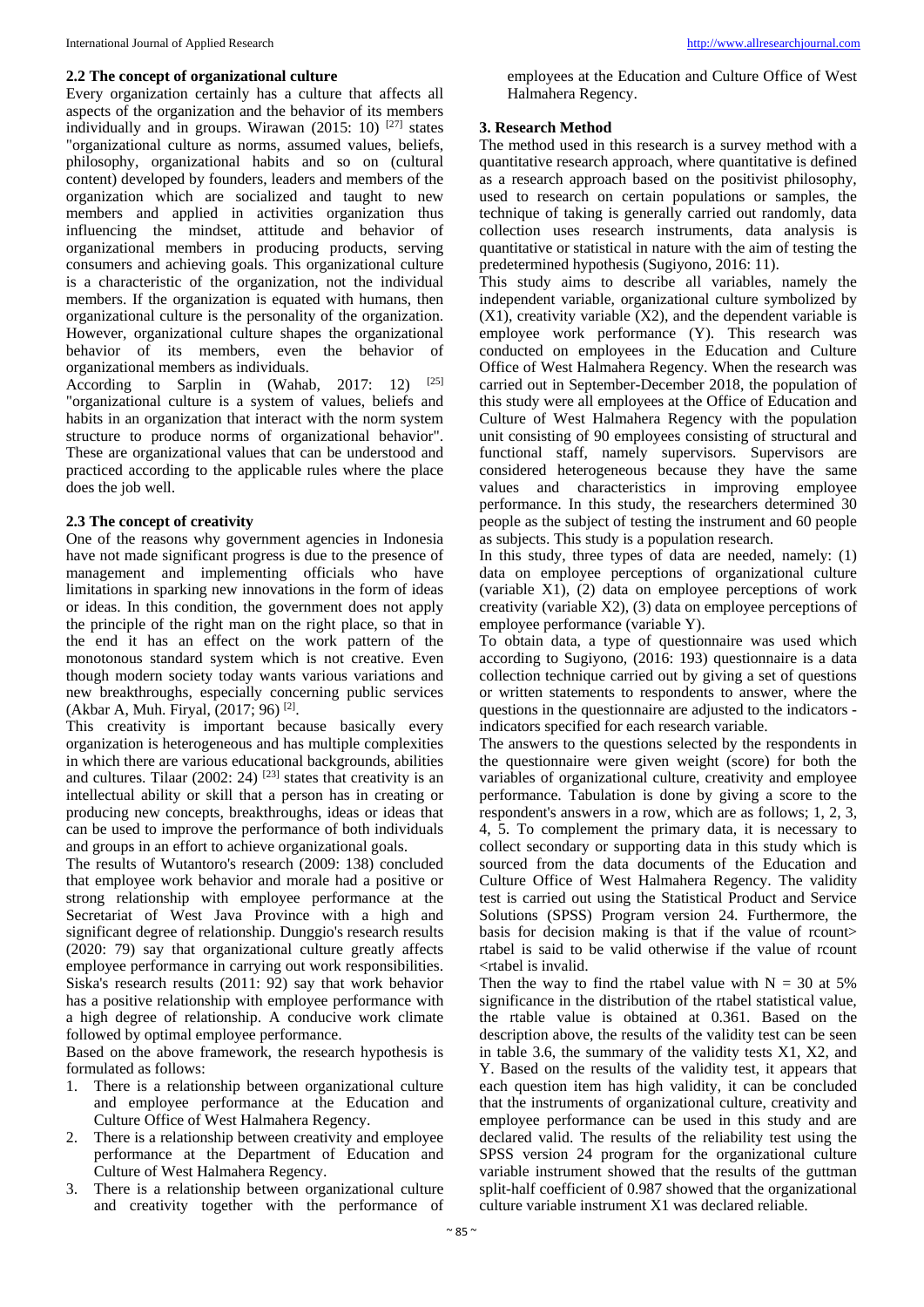### 2.2 The concept of organizational culture

Every organization certainly has a culture that affects all aspects of the organization and the behavior of its members individually and in groups. Wirawan (2015: 10) [27] states "organizational culture as norms, assumed values, beliefs, philosophy, organizational habits and so on (cultural content) developed by founders, leaders and members of the organization which are socialized and taught to new members and applied in activities organization thus influencing the mindset, attitude and behavior of organizational members in producing products, serving consumers and achieving goals. This organizational culture is a characteristic of the organization, not the individual members. If the organization is equated with humans, then organizational culture is the personality of the organization. However, organizational culture shapes the organizational behavior of its members, even the behavior of organizational members as individuals.

According to Sarplin in (Wahab, 2017: 12) [25] "organizational culture is a system of values, beliefs and habits in an organization that interact with the norm system structure to produce norms of organizational behavior". These are organizational values that can be understood and practiced according to the applicable rules where the place does the job well.

### 2.3 The concept of creativity

One of the reasons why government agencies in Indonesia have not made significant progress is due to the presence of management and implementing officials who have limitations in sparking new innovations in the form of ideas or ideas. In this condition, the government does not apply the principle of the right man on the right place, so that in the end it has an effect on the work pattern of the monotonous standard system which is not creative. Even though modern society today wants various variations and new breakthroughs, especially concerning public services (Akbar A, Muh. Firyal, (2017; 96) [2].

This creativity is important because basically every organization is heterogeneous and has multiple complexities in which there are various educational backgrounds, abilities and cultures. Tilaar (2002: 24) [23] states that creativity is an intellectual ability or skill that a person has in creating or producing new concepts, breakthroughs, ideas or ideas that can be used to improve the performance of both individuals and groups in an effort to achieve organizational goals.

The results of Wutantoro's research (2009: 138) concluded that employee work behavior and morale had a positive or strong relationship with employee performance at the Secretariat of West Java Province with a high and significant degree of relationship. Dunggio's research results (2020: 79) say that organizational culture greatly affects employee performance in carrying out work responsibilities. Siska's research results (2011: 92) say that work behavior has a positive relationship with employee performance with a high degree of relationship. A conducive work climate followed by optimal employee performance.

Based on the above framework, the research hypothesis is formulated as follows:

1. There is a relationship between organizational culture and employee performance at the Education and Culture Office of West Halmahera Regency.
2. There is a relationship between creativity and employee performance at the Department of Education and Culture of West Halmahera Regency.
3. There is a relationship between organizational culture and creativity together with the performance of employees at the Education and Culture Office of West Halmahera Regency.

## 3. Research Method

The method used in this research is a survey method with a quantitative research approach, where quantitative is defined as a research approach based on the positivist philosophy, used to research on certain populations or samples, the technique of taking is generally carried out randomly, data collection uses research instruments, data analysis is quantitative or statistical in nature with the aim of testing the predetermined hypothesis (Sugiyono, 2016: 11).

This study aims to describe all variables, namely the independent variable, organizational culture symbolized by (X1), creativity variable (X2), and the dependent variable is employee work performance (Y). This research was conducted on employees in the Education and Culture Office of West Halmahera Regency. When the research was carried out in September-December 2018, the population of this study were all employees at the Office of Education and Culture of West Halmahera Regency with the population unit consisting of 90 employees consisting of structural and functional staff, namely supervisors. Supervisors are considered heterogeneous because they have the same values and characteristics in improving employee performance. In this study, the researchers determined 30 people as the subject of testing the instrument and 60 people as subjects. This study is a population research.

In this study, three types of data are needed, namely: (1) data on employee perceptions of organizational culture (variable X1), (2) data on employee perceptions of work creativity (variable X2), (3) data on employee perceptions of employee performance (variable Y).

To obtain data, a type of questionnaire was used which according to Sugiyono, (2016: 193) questionnaire is a data collection technique carried out by giving a set of questions or written statements to respondents to answer, where the questions in the questionnaire are adjusted to the indicators - indicators specified for each research variable.

The answers to the questions selected by the respondents in the questionnaire were given weight (score) for both the variables of organizational culture, creativity and employee performance. Tabulation is done by giving a score to the respondent's answers in a row, which are as follows; 1, 2, 3, 4, 5. To complement the primary data, it is necessary to collect secondary or supporting data in this study which is sourced from the data documents of the Education and Culture Office of West Halmahera Regency. The validity test is carried out using the Statistical Product and Service Solutions (SPSS) Program version 24. Furthermore, the basis for decision making is that if the value of rcount> rtabel is said to be valid otherwise if the value of rcount <rtabel is invalid.

Then the way to find the rtabel value with N = 30 at 5% significance in the distribution of the rtabel statistical value, the rtable value is obtained at 0.361. Based on the description above, the results of the validity test can be seen in table 3.6, the summary of the validity tests X1, X2, and Y. Based on the results of the validity test, it appears that each question item has high validity, it can be concluded that the instruments of organizational culture, creativity and employee performance can be used in this study and are declared valid. The results of the reliability test using the SPSS version 24 program for the organizational culture variable instrument showed that the results of the guttman split-half coefficient of 0.987 showed that the organizational culture variable instrument X1 was declared reliable.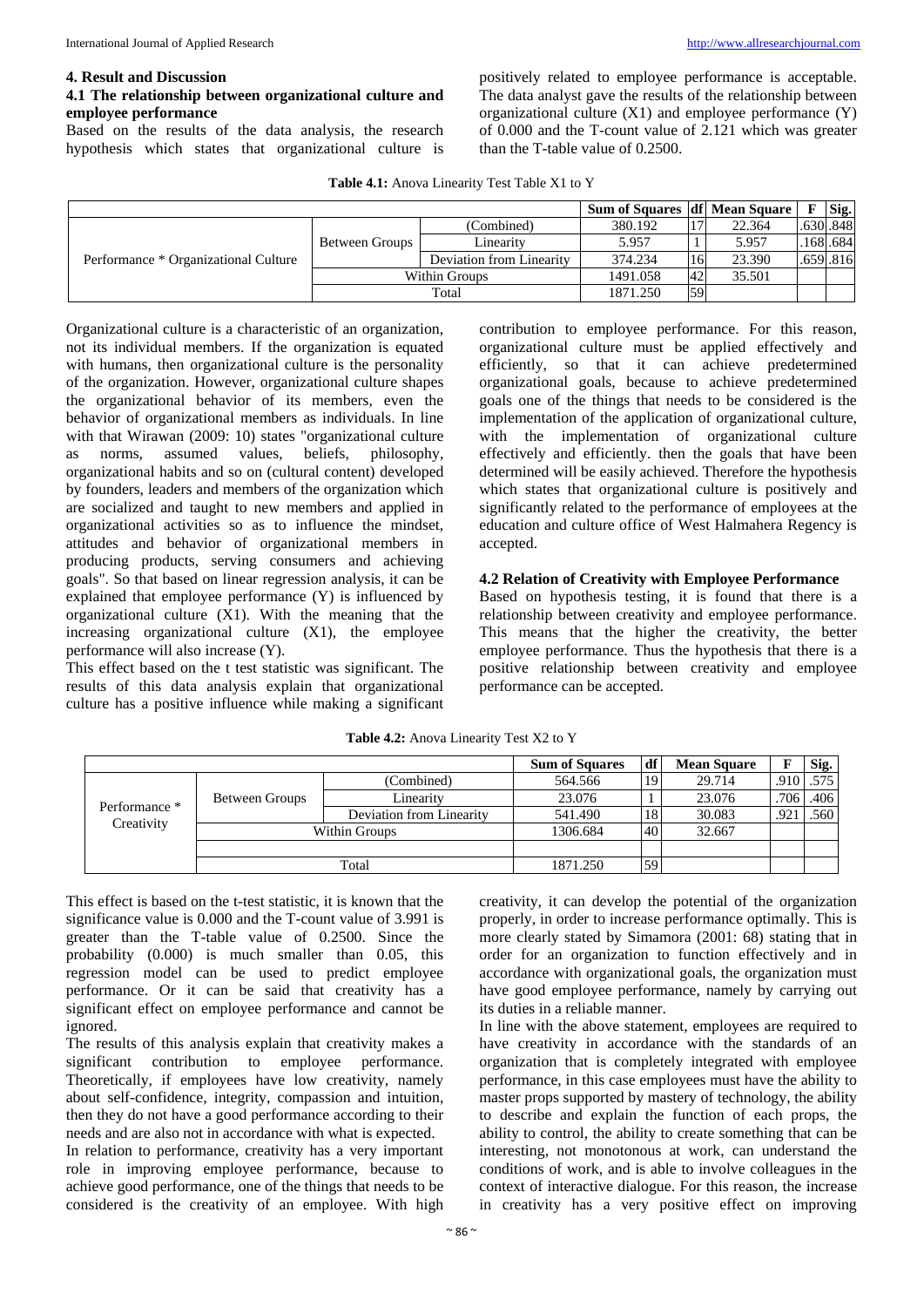## 4. Result and Discussion

### 4.1 The relationship between organizational culture and employee performance

Based on the results of the data analysis, the research hypothesis which states that organizational culture is positively related to employee performance is acceptable. The data analyst gave the results of the relationship between organizational culture (X1) and employee performance (Y) of 0.000 and the T-count value of 2.121 which was greater than the T-table value of 0.2500.

**Table 4.1:** Anova Linearity Test Table X1 to Y

| | | | Sum of Squares | df | Mean Square | F | Sig. |
|---|---|---|---|---|---|---|---|
| Performance * Organizational Culture | Between Groups | (Combined) | 380.192 | 17 | 22.364 | .630 | .848 |
| | | Linearity | 5.957 | 1 | 5.957 | .168 | .684 |
| | | Deviation from Linearity | 374.234 | 16 | 23.390 | .659 | .816 |
| | Within Groups | | 1491.058 | 42 | 35.501 | | |
| | Total | | 1871.250 | 59 | | | |

Organizational culture is a characteristic of an organization, not its individual members. If the organization is equated with humans, then organizational culture is the personality of the organization. However, organizational culture shapes the organizational behavior of its members, even the behavior of organizational members as individuals. In line with that Wirawan (2009: 10) states "organizational culture as norms, assumed values, beliefs, philosophy, organizational habits and so on (cultural content) developed by founders, leaders and members of the organization which are socialized and taught to new members and applied in organizational activities so as to influence the mindset, attitudes and behavior of organizational members in producing products, serving consumers and achieving goals". So that based on linear regression analysis, it can be explained that employee performance (Y) is influenced by organizational culture (X1). With the meaning that the increasing organizational culture (X1), the employee performance will also increase (Y).

This effect based on the t test statistic was significant. The results of this data analysis explain that organizational culture has a positive influence while making a significant contribution to employee performance. For this reason, organizational culture must be applied effectively and efficiently, so that it can achieve predetermined organizational goals, because to achieve predetermined goals one of the things that needs to be considered is the implementation of the application of organizational culture, with the implementation of organizational culture effectively and efficiently. then the goals that have been determined will be easily achieved. Therefore the hypothesis which states that organizational culture is positively and significantly related to the performance of employees at the education and culture office of West Halmahera Regency is accepted.

### 4.2 Relation of Creativity with Employee Performance

Based on hypothesis testing, it is found that there is a relationship between creativity and employee performance. This means that the higher the creativity, the better employee performance. Thus the hypothesis that there is a positive relationship between creativity and employee performance can be accepted.

**Table 4.2:** Anova Linearity Test X2 to Y

| | | | Sum of Squares | df | Mean Square | F | Sig. |
|---|---|---|---|---|---|---|---|
| Performance * Creativity | Between Groups | (Combined) | 564.566 | 19 | 29.714 | .910 | .575 |
| | | Linearity | 23.076 | 1 | 23.076 | .706 | .406 |
| | | Deviation from Linearity | 541.490 | 18 | 30.083 | .921 | .560 |
| | Within Groups | | 1306.684 | 40 | 32.667 | | |
| | | | | | | | |
| | Total | | 1871.250 | 59 | | | |

This effect is based on the t-test statistic, it is known that the significance value is 0.000 and the T-count value of 3.991 is greater than the T-table value of 0.2500. Since the probability (0.000) is much smaller than 0.05, this regression model can be used to predict employee performance. Or it can be said that creativity has a significant effect on employee performance and cannot be ignored.

The results of this analysis explain that creativity makes a significant contribution to employee performance. Theoretically, if employees have low creativity, namely about self-confidence, integrity, compassion and intuition, then they do not have a good performance according to their needs and are also not in accordance with what is expected.

In relation to performance, creativity has a very important role in improving employee performance, because to achieve good performance, one of the things that needs to be considered is the creativity of an employee. With high creativity, it can develop the potential of the organization properly, in order to increase performance optimally. This is more clearly stated by Simamora (2001: 68) stating that in order for an organization to function effectively and in accordance with organizational goals, the organization must have good employee performance, namely by carrying out its duties in a reliable manner.

In line with the above statement, employees are required to have creativity in accordance with the standards of an organization that is completely integrated with employee performance, in this case employees must have the ability to master props supported by mastery of technology, the ability to describe and explain the function of each props, the ability to control, the ability to create something that can be interesting, not monotonous at work, can understand the conditions of work, and is able to involve colleagues in the context of interactive dialogue. For this reason, the increase in creativity has a very positive effect on improving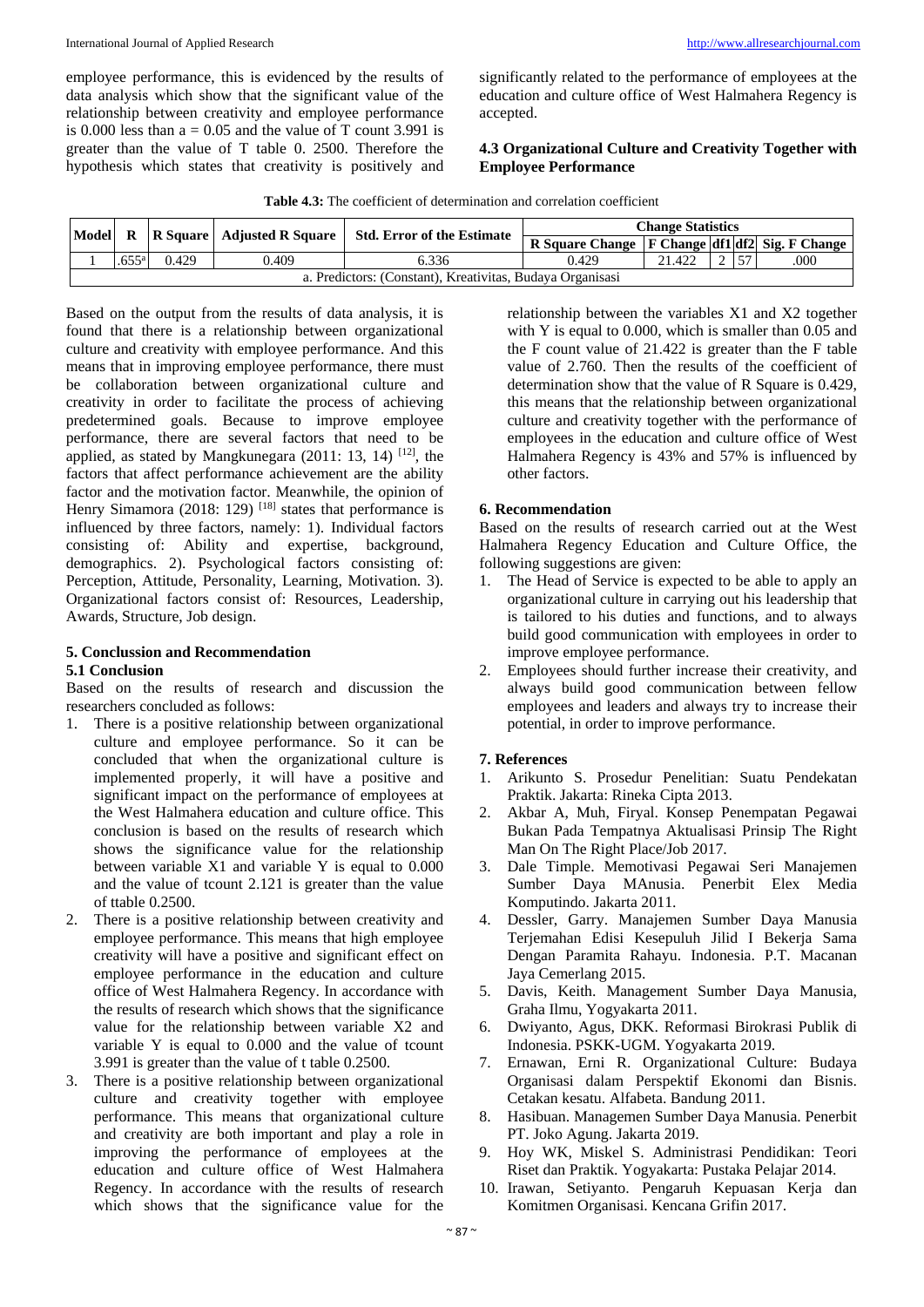employee performance, this is evidenced by the results of data analysis which show that the significant value of the relationship between creativity and employee performance is 0.000 less than a = 0.05 and the value of T count 3.991 is greater than the value of T table 0. 2500. Therefore the hypothesis which states that creativity is positively and significantly related to the performance of employees at the education and culture office of West Halmahera Regency is accepted.

### 4.3 Organizational Culture and Creativity Together with Employee Performance

**Table 4.3:** The coefficient of determination and correlation coefficient

| Model | R | R Square | Adjusted R Square | Std. Error of the Estimate | Change Statistics | | | | |
|---|---|---|---|---|---|---|---|---|---|
| | | | | | R Square Change | F Change | df1 | df2 | Sig. F Change |
| 1 | .655[a] | 0.429 | 0.409 | 6.336 | 0.429 | 21.422 | 2 | 57 | .000 |
| a. Predictors: (Constant), Kreativitas, Budaya Organisasi | | | | | | | | | |

Based on the output from the results of data analysis, it is found that there is a relationship between organizational culture and creativity with employee performance. And this means that in improving employee performance, there must be collaboration between organizational culture and creativity in order to facilitate the process of achieving predetermined goals. Because to improve employee performance, there are several factors that need to be applied, as stated by Mangkunegara (2011: 13, 14) [12], the factors that affect performance achievement are the ability factor and the motivation factor. Meanwhile, the opinion of Henry Simamora (2018: 129) [18] states that performance is influenced by three factors, namely: 1). Individual factors consisting of: Ability and expertise, background, demographics. 2). Psychological factors consisting of: Perception, Attitude, Personality, Learning, Motivation. 3). Organizational factors consist of: Resources, Leadership, Awards, Structure, Job design.

## 5. Conclussion and Recommendation

### 5.1 Conclusion

Based on the results of research and discussion the researchers concluded as follows:

1. There is a positive relationship between organizational culture and employee performance. So it can be concluded that when the organizational culture is implemented properly, it will have a positive and significant impact on the performance of employees at the West Halmahera education and culture office. This conclusion is based on the results of research which shows the significance value for the relationship between variable X1 and variable Y is equal to 0.000 and the value of tcount 2.121 is greater than the value of ttable 0.2500.
2. There is a positive relationship between creativity and employee performance. This means that high employee creativity will have a positive and significant effect on employee performance in the education and culture office of West Halmahera Regency. In accordance with the results of research which shows that the significance value for the relationship between variable X2 and variable Y is equal to 0.000 and the value of tcount 3.991 is greater than the value of t table 0.2500.
3. There is a positive relationship between organizational culture and creativity together with employee performance. This means that organizational culture and creativity are both important and play a role in improving the performance of employees at the education and culture office of West Halmahera Regency. In accordance with the results of research which shows that the significance value for the relationship between the variables X1 and X2 together with Y is equal to 0.000, which is smaller than 0.05 and the F count value of 21.422 is greater than the F table value of 2.760. Then the results of the coefficient of determination show that the value of R Square is 0.429, this means that the relationship between organizational culture and creativity together with the performance of employees in the education and culture office of West Halmahera Regency is 43% and 57% is influenced by other factors.

## 6. Recommendation

Based on the results of research carried out at the West Halmahera Regency Education and Culture Office, the following suggestions are given:

1. The Head of Service is expected to be able to apply an organizational culture in carrying out his leadership that is tailored to his duties and functions, and to always build good communication with employees in order to improve employee performance.
2. Employees should further increase their creativity, and always build good communication between fellow employees and leaders and always try to increase their potential, in order to improve performance.

## 7. References

1. Arikunto S. Prosedur Penelitian: Suatu Pendekatan Praktik. Jakarta: Rineka Cipta 2013.
2. Akbar A, Muh, Firyal. Konsep Penempatan Pegawai Bukan Pada Tempatnya Aktualisasi Prinsip The Right Man On The Right Place/Job 2017.
3. Dale Timple. Memotivasi Pegawai Seri Manajemen Sumber Daya MAnusia. Penerbit Elex Media Komputindo. Jakarta 2011.
4. Dessler, Garry. Manajemen Sumber Daya Manusia Terjemahan Edisi Kesepuluh Jilid I Bekerja Sama Dengan Paramita Rahayu. Indonesia. P.T. Macanan Jaya Cemerlang 2015.
5. Davis, Keith. Management Sumber Daya Manusia, Graha Ilmu, Yogyakarta 2011.
6. Dwiyanto, Agus, DKK. Reformasi Birokrasi Publik di Indonesia. PSKK-UGM. Yogyakarta 2019.
7. Ernawan, Erni R. Organizational Culture: Budaya Organisasi dalam Perspektif Ekonomi dan Bisnis. Cetakan kesatu. Alfabeta. Bandung 2011.
8. Hasibuan. Managemen Sumber Daya Manusia. Penerbit PT. Joko Agung. Jakarta 2019.
9. Hoy WK, Miskel S. Administrasi Pendidikan: Teori Riset dan Praktik. Yogyakarta: Pustaka Pelajar 2014.
10. Irawan, Setiyanto. Pengaruh Kepuasan Kerja dan Komitmen Organisasi. Kencana Grifin 2017.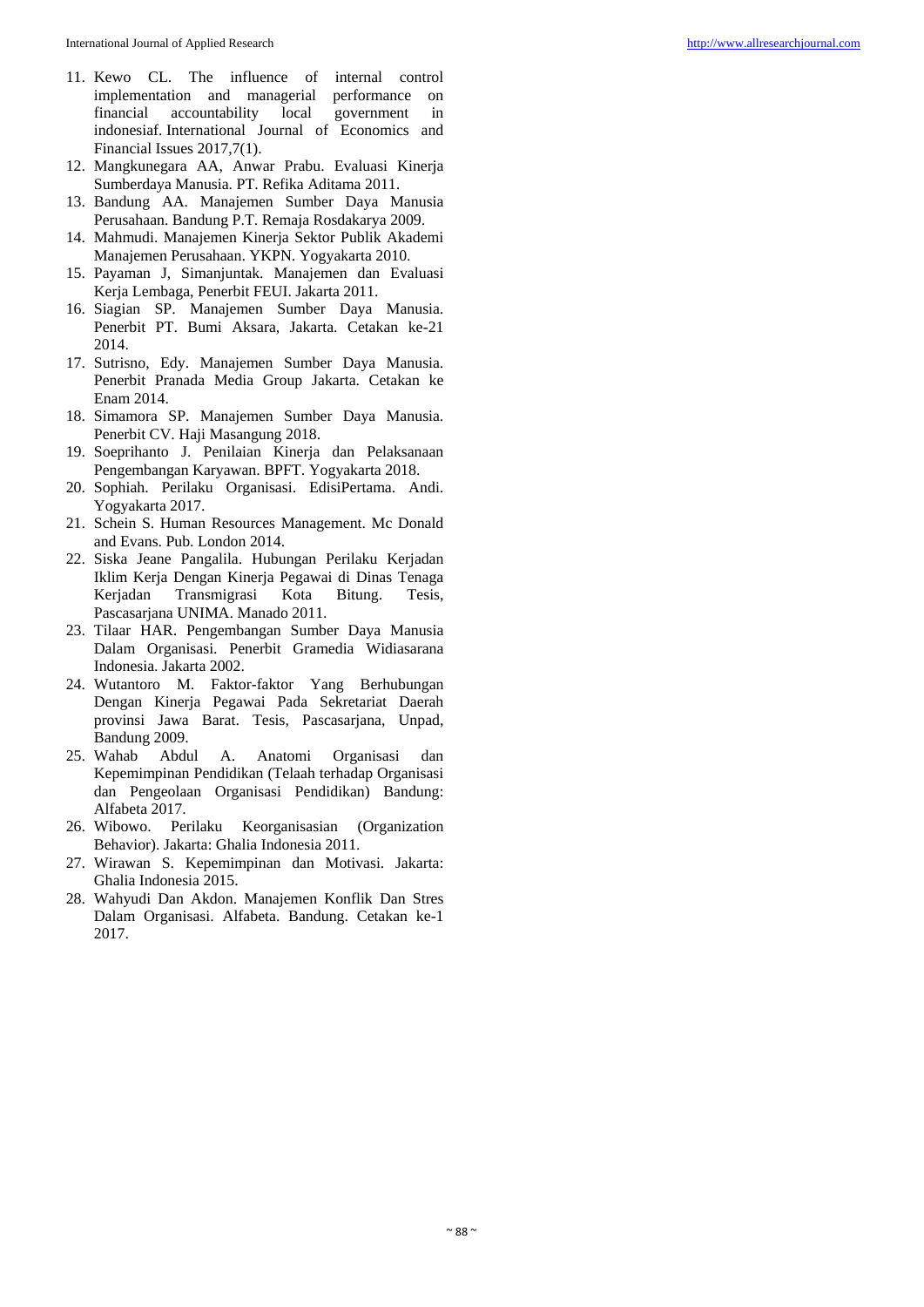11. Kewo CL. The influence of internal control implementation and managerial performance on financial accountability local government in indonesiaf. International Journal of Economics and Financial Issues 2017,7(1).
12. Mangkunegara AA, Anwar Prabu. Evaluasi Kinerja Sumberdaya Manusia. PT. Refika Aditama 2011.
13. Bandung AA. Manajemen Sumber Daya Manusia Perusahaan. Bandung P.T. Remaja Rosdakarya 2009.
14. Mahmudi. Manajemen Kinerja Sektor Publik Akademi Manajemen Perusahaan. YKPN. Yogyakarta 2010.
15. Payaman J, Simanjuntak. Manajemen dan Evaluasi Kerja Lembaga, Penerbit FEUI. Jakarta 2011.
16. Siagian SP. Manajemen Sumber Daya Manusia. Penerbit PT. Bumi Aksara, Jakarta. Cetakan ke-21 2014.
17. Sutrisno, Edy. Manajemen Sumber Daya Manusia. Penerbit Pranada Media Group Jakarta. Cetakan ke Enam 2014.
18. Simamora SP. Manajemen Sumber Daya Manusia. Penerbit CV. Haji Masangung 2018.
19. Soeprihanto J. Penilaian Kinerja dan Pelaksanaan Pengembangan Karyawan. BPFT. Yogyakarta 2018.
20. Sophiah. Perilaku Organisasi. EdisiPertama. Andi. Yogyakarta 2017.
21. Schein S. Human Resources Management. Mc Donald and Evans. Pub. London 2014.
22. Siska Jeane Pangalila. Hubungan Perilaku Kerjadan Iklim Kerja Dengan Kinerja Pegawai di Dinas Tenaga Kerjadan Transmigrasi Kota Bitung. Tesis, Pascasarjana UNIMA. Manado 2011.
23. Tilaar HAR. Pengembangan Sumber Daya Manusia Dalam Organisasi. Penerbit Gramedia Widiasarana Indonesia. Jakarta 2002.
24. Wutantoro M. Faktor-faktor Yang Berhubungan Dengan Kinerja Pegawai Pada Sekretariat Daerah provinsi Jawa Barat. Tesis, Pascasarjana, Unpad, Bandung 2009.
25. Wahab Abdul A. Anatomi Organisasi dan Kepemimpinan Pendidikan (Telaah terhadap Organisasi dan Pengeolaan Organisasi Pendidikan) Bandung: Alfabeta 2017.
26. Wibowo. Perilaku Keorganisasian (Organization Behavior). Jakarta: Ghalia Indonesia 2011.
27. Wirawan S. Kepemimpinan dan Motivasi. Jakarta: Ghalia Indonesia 2015.
28. Wahyudi Dan Akdon. Manajemen Konflik Dan Stres Dalam Organisasi. Alfabeta. Bandung. Cetakan ke-1 2017.